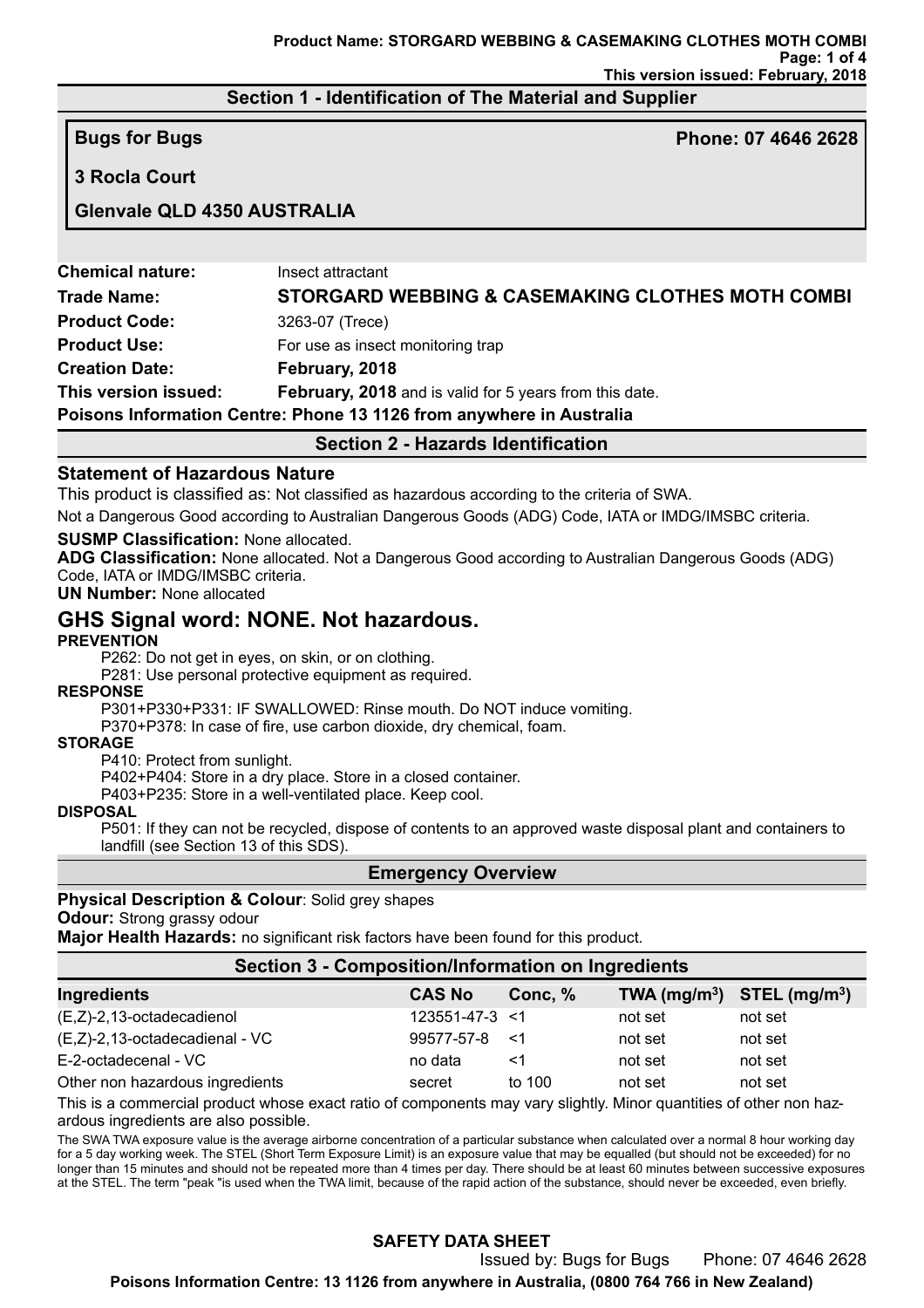## Section 1 - Identification of The Material and Supplier

**Bugs for Bugs** **Phone: 07 4646 2628**

**3 Rocla Court**

**Glenvale QLD 4350 AUSTRALIA**

**Chemical nature:** Insect attractant

**Trade Name:** **STORGARD WEBBING & CASEMAKING CLOTHES MOTH COMBI**

**Product Code:** 3263-07 (Trece)

**Product Use:** For use as insect monitoring trap

**Creation Date:** **February, 2018**

**This version issued:** **February, 2018** and is valid for 5 years from this date.

**Poisons Information Centre: Phone 13 1126 from anywhere in Australia**

## Section 2 - Hazards Identification

### Statement of Hazardous Nature

This product is classified as: Not classified as hazardous according to the criteria of SWA.

Not a Dangerous Good according to Australian Dangerous Goods (ADG) Code, IATA or IMDG/IMSBC criteria.

**SUSMP Classification:** None allocated.

**ADG Classification:** None allocated. Not a Dangerous Good according to Australian Dangerous Goods (ADG) Code, IATA or IMDG/IMSBC criteria.

**UN Number:** None allocated

## GHS Signal word: NONE. Not hazardous.

**PREVENTION**

P262: Do not get in eyes, on skin, or on clothing.

P281: Use personal protective equipment as required.

**RESPONSE**

P301+P330+P331: IF SWALLOWED: Rinse mouth. Do NOT induce vomiting.

P370+P378: In case of fire, use carbon dioxide, dry chemical, foam.

**STORAGE**

P410: Protect from sunlight.

P402+P404: Store in a dry place. Store in a closed container.

P403+P235: Store in a well-ventilated place. Keep cool.

**DISPOSAL**

P501: If they can not be recycled, dispose of contents to an approved waste disposal plant and containers to landfill (see Section 13 of this SDS).

## Emergency Overview

**Physical Description & Colour**: Solid grey shapes

**Odour:** Strong grassy odour

**Major Health Hazards:** no significant risk factors have been found for this product.

## Section 3 - Composition/Information on Ingredients

| Ingredients | CAS No | Conc, % | TWA ($mg/m^3$) | STEL ($mg/m^3$) |
|---|---|---|---|---|
| (E,Z)-2,13-octadecadienol | 123551-47-3 | <1 | not set | not set |
| (E,Z)-2,13-octadecadienal - VC | 99577-57-8 | <1 | not set | not set |
| E-2-octadecenal - VC | no data | <1 | not set | not set |
| Other non hazardous ingredients | secret | to 100 | not set | not set |

This is a commercial product whose exact ratio of components may vary slightly. Minor quantities of other non hazardous ingredients are also possible.

The SWA TWA exposure value is the average airborne concentration of a particular substance when calculated over a normal 8 hour working day for a 5 day working week. The STEL (Short Term Exposure Limit) is an exposure value that may be equalled (but should not be exceeded) for no longer than 15 minutes and should not be repeated more than 4 times per day. There should be at least 60 minutes between successive exposures at the STEL. The term "peak "is used when the TWA limit, because of the rapid action of the substance, should never be exceeded, even briefly.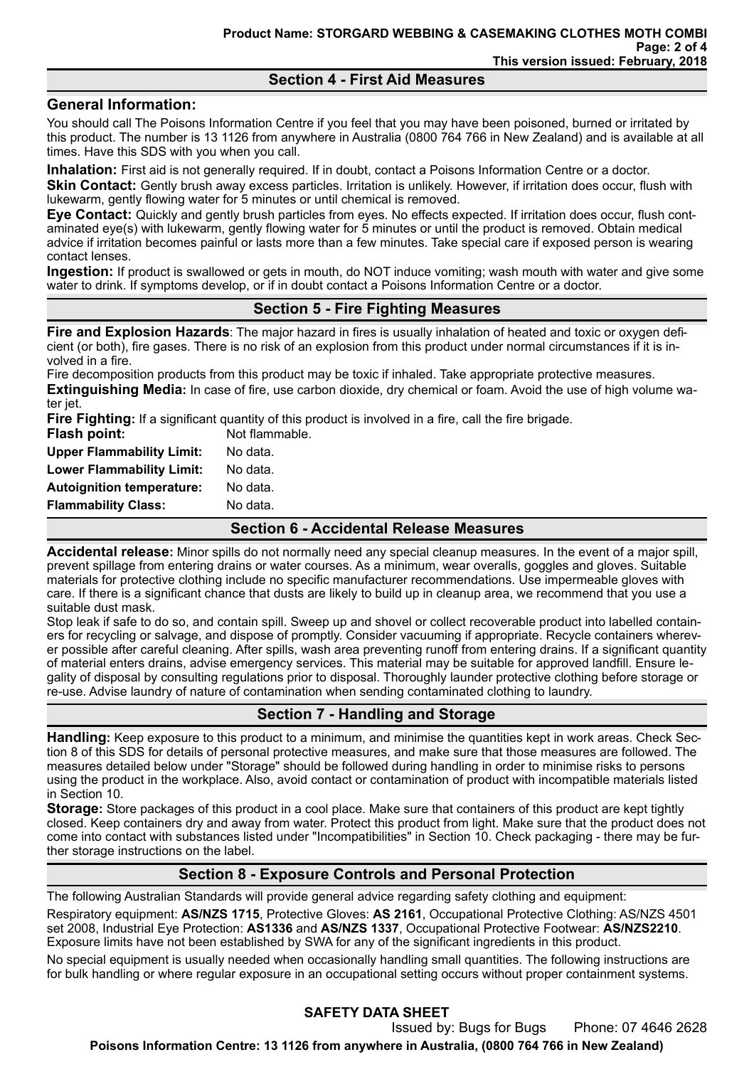## Section 4 - First Aid Measures

### General Information:

You should call The Poisons Information Centre if you feel that you may have been poisoned, burned or irritated by this product. The number is 13 1126 from anywhere in Australia (0800 764 766 in New Zealand) and is available at all times. Have this SDS with you when you call.

**Inhalation:** First aid is not generally required. If in doubt, contact a Poisons Information Centre or a doctor.

**Skin Contact:** Gently brush away excess particles. Irritation is unlikely. However, if irritation does occur, flush with lukewarm, gently flowing water for 5 minutes or until chemical is removed.

**Eye Contact:** Quickly and gently brush particles from eyes. No effects expected. If irritation does occur, flush contaminated eye(s) with lukewarm, gently flowing water for 5 minutes or until the product is removed. Obtain medical advice if irritation becomes painful or lasts more than a few minutes. Take special care if exposed person is wearing contact lenses.

**Ingestion:** If product is swallowed or gets in mouth, do NOT induce vomiting; wash mouth with water and give some water to drink. If symptoms develop, or if in doubt contact a Poisons Information Centre or a doctor.

## Section 5 - Fire Fighting Measures

**Fire and Explosion Hazards**: The major hazard in fires is usually inhalation of heated and toxic or oxygen deficient (or both), fire gases. There is no risk of an explosion from this product under normal circumstances if it is involved in a fire.

Fire decomposition products from this product may be toxic if inhaled. Take appropriate protective measures.

**Extinguishing Media:** In case of fire, use carbon dioxide, dry chemical or foam. Avoid the use of high volume water jet.

**Fire Fighting:** If a significant quantity of this product is involved in a fire, call the fire brigade.

| | |
|---|---|
| **Flash point:** | Not flammable. |
| **Upper Flammability Limit:** | No data. |
| **Lower Flammability Limit:** | No data. |
| **Autoignition temperature:** | No data. |
| **Flammability Class:** | No data. |

## Section 6 - Accidental Release Measures

**Accidental release:** Minor spills do not normally need any special cleanup measures. In the event of a major spill, prevent spillage from entering drains or water courses. As a minimum, wear overalls, goggles and gloves. Suitable materials for protective clothing include no specific manufacturer recommendations. Use impermeable gloves with care. If there is a significant chance that dusts are likely to build up in cleanup area, we recommend that you use a suitable dust mask.

Stop leak if safe to do so, and contain spill. Sweep up and shovel or collect recoverable product into labelled containers for recycling or salvage, and dispose of promptly. Consider vacuuming if appropriate. Recycle containers wherever possible after careful cleaning. After spills, wash area preventing runoff from entering drains. If a significant quantity of material enters drains, advise emergency services. This material may be suitable for approved landfill. Ensure legality of disposal by consulting regulations prior to disposal. Thoroughly launder protective clothing before storage or re-use. Advise laundry of nature of contamination when sending contaminated clothing to laundry.

## Section 7 - Handling and Storage

**Handling:** Keep exposure to this product to a minimum, and minimise the quantities kept in work areas. Check Section 8 of this SDS for details of personal protective measures, and make sure that those measures are followed. The measures detailed below under "Storage" should be followed during handling in order to minimise risks to persons using the product in the workplace. Also, avoid contact or contamination of product with incompatible materials listed in Section 10.

**Storage:** Store packages of this product in a cool place. Make sure that containers of this product are kept tightly closed. Keep containers dry and away from water. Protect this product from light. Make sure that the product does not come into contact with substances listed under "Incompatibilities" in Section 10. Check packaging - there may be further storage instructions on the label.

## Section 8 - Exposure Controls and Personal Protection

The following Australian Standards will provide general advice regarding safety clothing and equipment:

Respiratory equipment: **AS/NZS 1715**, Protective Gloves: **AS 2161**, Occupational Protective Clothing: AS/NZS 4501 set 2008, Industrial Eye Protection: **AS1336** and **AS/NZS 1337**, Occupational Protective Footwear: **AS/NZS2210**.

Exposure limits have not been established by SWA for any of the significant ingredients in this product.

No special equipment is usually needed when occasionally handling small quantities. The following instructions are for bulk handling or where regular exposure in an occupational setting occurs without proper containment systems.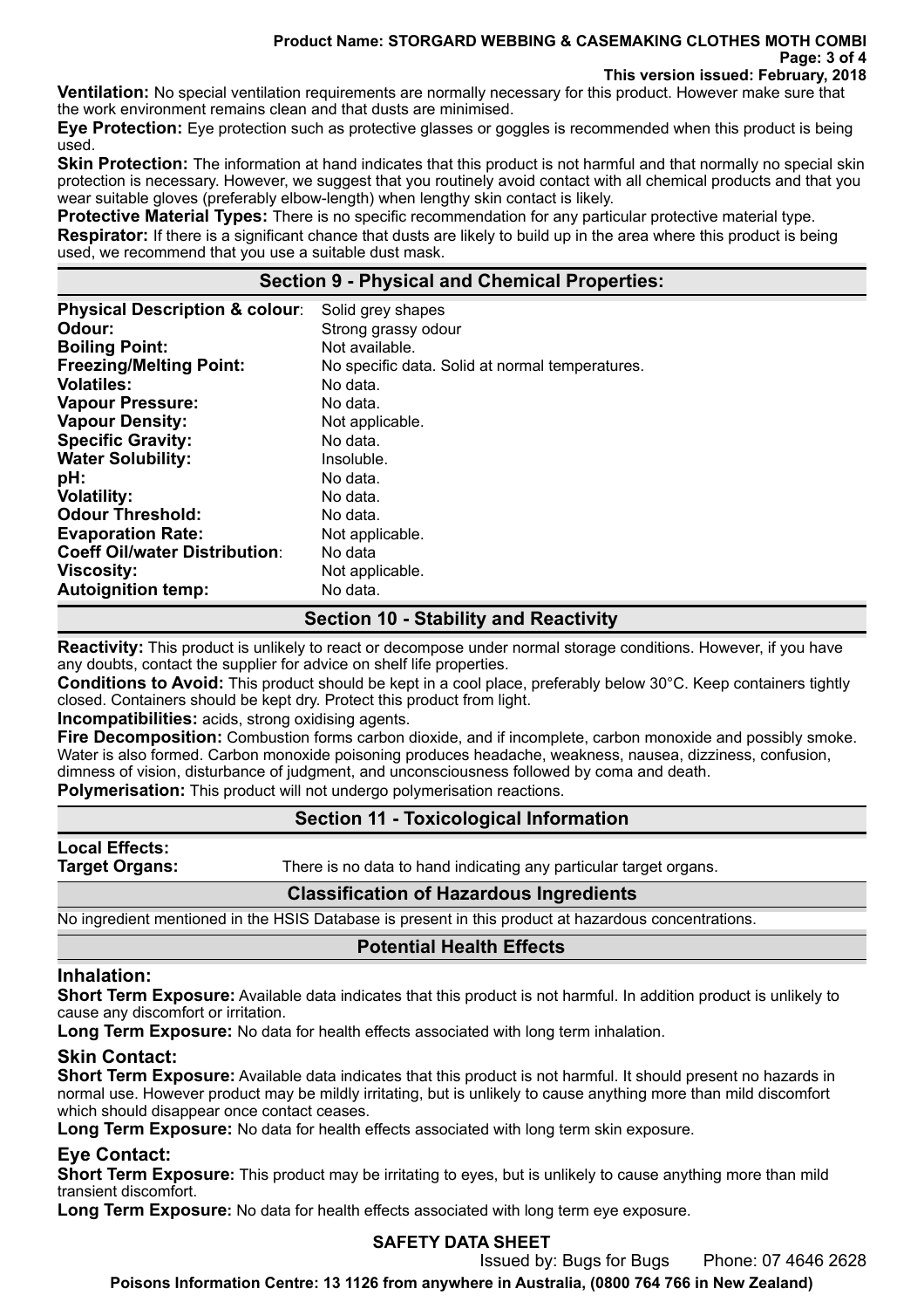**Ventilation:** No special ventilation requirements are normally necessary for this product. However make sure that the work environment remains clean and that dusts are minimised.

**Eye Protection:** Eye protection such as protective glasses or goggles is recommended when this product is being used.

**Skin Protection:** The information at hand indicates that this product is not harmful and that normally no special skin protection is necessary. However, we suggest that you routinely avoid contact with all chemical products and that you wear suitable gloves (preferably elbow-length) when lengthy skin contact is likely.

**Protective Material Types:** There is no specific recommendation for any particular protective material type.

**Respirator:** If there is a significant chance that dusts are likely to build up in the area where this product is being used, we recommend that you use a suitable dust mask.

## Section 9 - Physical and Chemical Properties:

| | |
|---|---|
| **Physical Description & colour**: | Solid grey shapes |
| **Odour:** | Strong grassy odour |
| **Boiling Point:** | Not available. |
| **Freezing/Melting Point:** | No specific data. Solid at normal temperatures. |
| **Volatiles:** | No data. |
| **Vapour Pressure:** | No data. |
| **Vapour Density:** | Not applicable. |
| **Specific Gravity:** | No data. |
| **Water Solubility:** | Insoluble. |
| **pH:** | No data. |
| **Volatility:** | No data. |
| **Odour Threshold:** | No data. |
| **Evaporation Rate:** | Not applicable. |
| **Coeff Oil/water Distribution**: | No data |
| **Viscosity:** | Not applicable. |
| **Autoignition temp:** | No data. |

## Section 10 - Stability and Reactivity

**Reactivity:** This product is unlikely to react or decompose under normal storage conditions. However, if you have any doubts, contact the supplier for advice on shelf life properties.

**Conditions to Avoid:** This product should be kept in a cool place, preferably below 30°C. Keep containers tightly closed. Containers should be kept dry. Protect this product from light.

**Incompatibilities:** acids, strong oxidising agents.

**Fire Decomposition:** Combustion forms carbon dioxide, and if incomplete, carbon monoxide and possibly smoke. Water is also formed. Carbon monoxide poisoning produces headache, weakness, nausea, dizziness, confusion, dimness of vision, disturbance of judgment, and unconsciousness followed by coma and death.

**Polymerisation:** This product will not undergo polymerisation reactions.

## Section 11 - Toxicological Information

**Local Effects:**

**Target Organs:** There is no data to hand indicating any particular target organs.

### Classification of Hazardous Ingredients

No ingredient mentioned in the HSIS Database is present in this product at hazardous concentrations.

### Potential Health Effects

### Inhalation:

**Short Term Exposure:** Available data indicates that this product is not harmful. In addition product is unlikely to cause any discomfort or irritation.

**Long Term Exposure:** No data for health effects associated with long term inhalation.

### Skin Contact:

**Short Term Exposure:** Available data indicates that this product is not harmful. It should present no hazards in normal use. However product may be mildly irritating, but is unlikely to cause anything more than mild discomfort which should disappear once contact ceases.

**Long Term Exposure:** No data for health effects associated with long term skin exposure.

### Eye Contact:

**Short Term Exposure:** This product may be irritating to eyes, but is unlikely to cause anything more than mild transient discomfort.

**Long Term Exposure:** No data for health effects associated with long term eye exposure.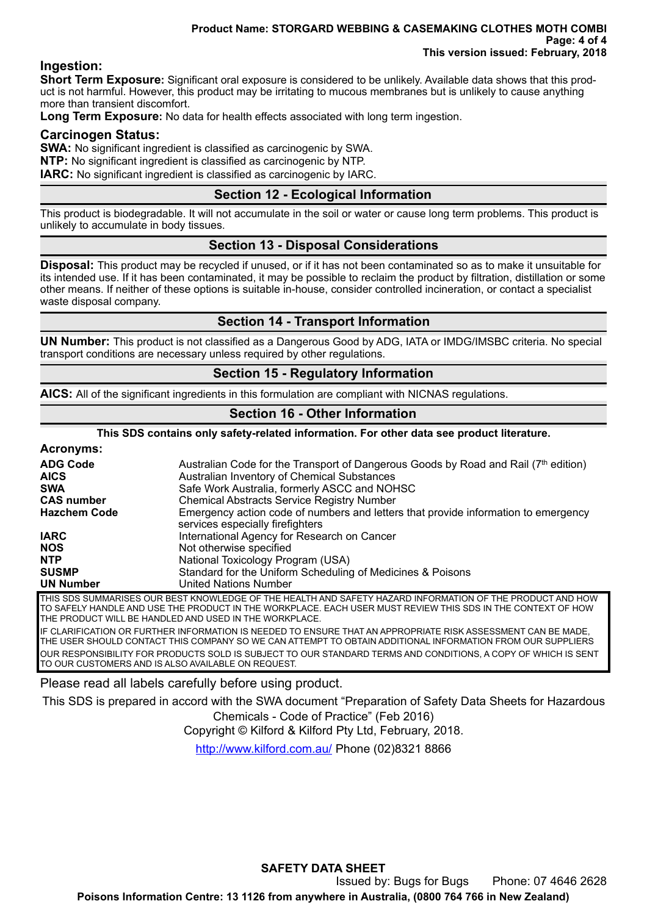### Ingestion:

**Short Term Exposure:** Significant oral exposure is considered to be unlikely. Available data shows that this product is not harmful. However, this product may be irritating to mucous membranes but is unlikely to cause anything more than transient discomfort.

**Long Term Exposure:** No data for health effects associated with long term ingestion.

### Carcinogen Status:

**SWA:** No significant ingredient is classified as carcinogenic by SWA.

**NTP:** No significant ingredient is classified as carcinogenic by NTP.

**IARC:** No significant ingredient is classified as carcinogenic by IARC.

## Section 12 - Ecological Information

This product is biodegradable. It will not accumulate in the soil or water or cause long term problems. This product is unlikely to accumulate in body tissues.

## Section 13 - Disposal Considerations

**Disposal:** This product may be recycled if unused, or if it has not been contaminated so as to make it unsuitable for its intended use. If it has been contaminated, it may be possible to reclaim the product by filtration, distillation or some other means. If neither of these options is suitable in-house, consider controlled incineration, or contact a specialist waste disposal company.

## Section 14 - Transport Information

**UN Number:** This product is not classified as a Dangerous Good by ADG, IATA or IMDG/IMSBC criteria. No special transport conditions are necessary unless required by other regulations.

## Section 15 - Regulatory Information

**AICS:** All of the significant ingredients in this formulation are compliant with NICNAS regulations.

## Section 16 - Other Information

**This SDS contains only safety-related information. For other data see product literature.**

### Acronyms:

| | |
|---|---|
| **ADG Code** | Australian Code for the Transport of Dangerous Goods by Road and Rail (7th edition) |
| **AICS** | Australian Inventory of Chemical Substances |
| **SWA** | Safe Work Australia, formerly ASCC and NOHSC |
| **CAS number** | Chemical Abstracts Service Registry Number |
| **Hazchem Code** | Emergency action code of numbers and letters that provide information to emergency services especially firefighters |
| **IARC** | International Agency for Research on Cancer |
| **NOS** | Not otherwise specified |
| **NTP** | National Toxicology Program (USA) |
| **SUSMP** | Standard for the Uniform Scheduling of Medicines & Poisons |
| **UN Number** | United Nations Number |

THIS SDS SUMMARISES OUR BEST KNOWLEDGE OF THE HEALTH AND SAFETY HAZARD INFORMATION OF THE PRODUCT AND HOW TO SAFELY HANDLE AND USE THE PRODUCT IN THE WORKPLACE. EACH USER MUST REVIEW THIS SDS IN THE CONTEXT OF HOW THE PRODUCT WILL BE HANDLED AND USED IN THE WORKPLACE.

IF CLARIFICATION OR FURTHER INFORMATION IS NEEDED TO ENSURE THAT AN APPROPRIATE RISK ASSESSMENT CAN BE MADE, THE USER SHOULD CONTACT THIS COMPANY SO WE CAN ATTEMPT TO OBTAIN ADDITIONAL INFORMATION FROM OUR SUPPLIERS

OUR RESPONSIBILITY FOR PRODUCTS SOLD IS SUBJECT TO OUR STANDARD TERMS AND CONDITIONS, A COPY OF WHICH IS SENT TO OUR CUSTOMERS AND IS ALSO AVAILABLE ON REQUEST.

Please read all labels carefully before using product.

This SDS is prepared in accord with the SWA document "Preparation of Safety Data Sheets for Hazardous Chemicals - Code of Practice" (Feb 2016)

Copyright © Kilford & Kilford Pty Ltd, February, 2018.

http://www.kilford.com.au/ Phone (02)8321 8866

**SAFETY DATA SHEET**

Issued by: Bugs for Bugs Phone: 07 4646 2628

**Poisons Information Centre: 13 1126 from anywhere in Australia, (0800 764 766 in New Zealand)**